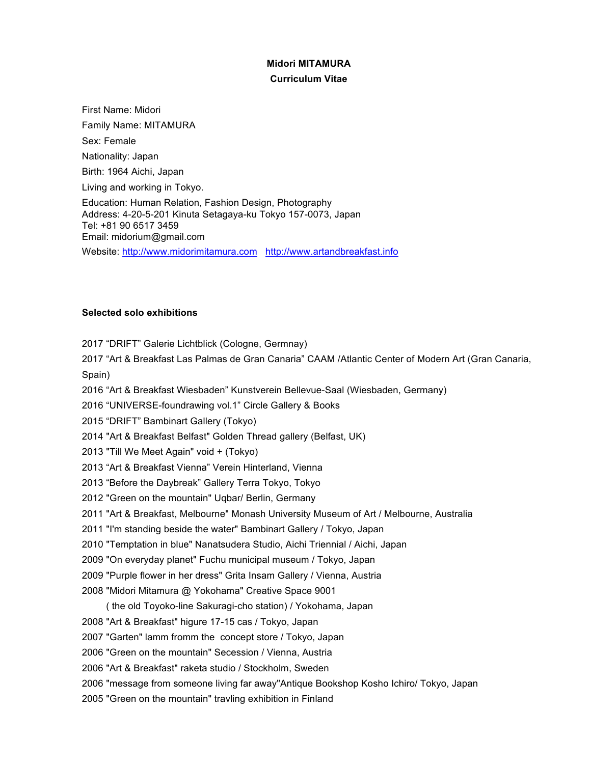**Midori MITAMURA**

**Curriculum Vitae**

First Name: Midori

Family Name: MITAMURA

Sex: Female

Nationality: Japan

Birth: 1964 Aichi, Japan

Living and working in Tokyo.

Education: Human Relation, Fashion Design, Photography
Address: 4-20-5-201 Kinuta Setagaya-ku Tokyo 157-0073, Japan
Tel: +81 90 6517 3459
Email: midorium@gmail.com

Website: [http://www.midorimitamura.com](http://www.midorimitamura.com) [http://www.artandbreakfast.info](http://www.artandbreakfast.info)

**Selected solo exhibitions**

2017 “DRIFT” Galerie Lichtblick (Cologne, Germnay)

2017 “Art & Breakfast Las Palmas de Gran Canaria” CAAM /Atlantic Center of Modern Art (Gran Canaria, Spain)

2016 “Art & Breakfast Wiesbaden” Kunstverein Bellevue-Saal (Wiesbaden, Germany)

2016 “UNIVERSE-foundrawing vol.1” Circle Gallery & Books

2015 “DRIFT” Bambinart Gallery (Tokyo)

2014 "Art & Breakfast Belfast" Golden Thread gallery (Belfast, UK)

2013 "Till We Meet Again" void + (Tokyo)

2013 “Art & Breakfast Vienna” Verein Hinterland, Vienna

2013 “Before the Daybreak” Gallery Terra Tokyo, Tokyo

2012 "Green on the mountain" Uqbar/ Berlin, Germany

2011 "Art & Breakfast, Melbourne" Monash University Museum of Art / Melbourne, Australia

2011 "I'm standing beside the water" Bambinart Gallery / Tokyo, Japan

2010 "Temptation in blue" Nanatsudera Studio, Aichi Triennial / Aichi, Japan

2009 "On everyday planet" Fuchu municipal museum / Tokyo, Japan

2009 "Purple flower in her dress" Grita Insam Gallery / Vienna, Austria

2008 "Midori Mitamura @ Yokohama" Creative Space 9001
( the old Toyoko-line Sakuragi-cho station) / Yokohama, Japan

2008 "Art & Breakfast" higure 17-15 cas / Tokyo, Japan

2007 "Garten" lamm fromm the concept store / Tokyo, Japan

2006 "Green on the mountain" Secession / Vienna, Austria

2006 "Art & Breakfast" raketa studio / Stockholm, Sweden

2006 "message from someone living far away"Antique Bookshop Kosho Ichiro/ Tokyo, Japan

2005 "Green on the mountain" travling exhibition in Finland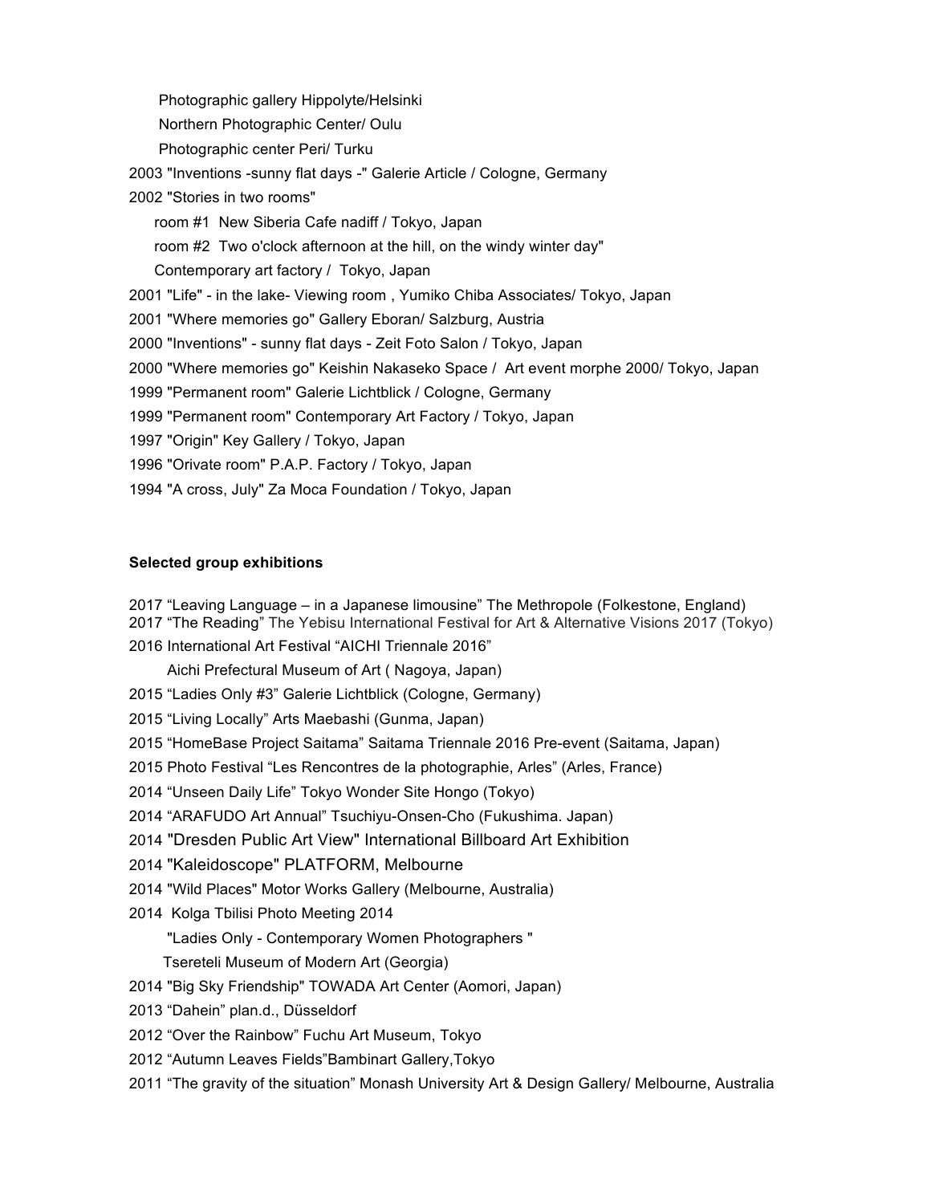Photographic gallery Hippolyte/Helsinki

Northern Photographic Center/ Oulu

Photographic center Peri/ Turku

2003 "Inventions -sunny flat days -" Galerie Article / Cologne, Germany

2002 "Stories in two rooms"

room #1 New Siberia Cafe nadiff / Tokyo, Japan

room #2 Two o'clock afternoon at the hill, on the windy winter day"

Contemporary art factory / Tokyo, Japan

2001 "Life" - in the lake- Viewing room , Yumiko Chiba Associates/ Tokyo, Japan

2001 "Where memories go" Gallery Eboran/ Salzburg, Austria

2000 "Inventions" - sunny flat days - Zeit Foto Salon / Tokyo, Japan

2000 "Where memories go" Keishin Nakaseko Space / Art event morphe 2000/ Tokyo, Japan

1999 "Permanent room" Galerie Lichtblick / Cologne, Germany

1999 "Permanent room" Contemporary Art Factory / Tokyo, Japan

1997 "Origin" Key Gallery / Tokyo, Japan

1996 "Orivate room" P.A.P. Factory / Tokyo, Japan

1994 "A cross, July" Za Moca Foundation / Tokyo, Japan

**Selected group exhibitions**

2017 “Leaving Language – in a Japanese limousine” The Methropole (Folkestone, England)

2017 “The Reading” The Yebisu International Festival for Art & Alternative Visions 2017 (Tokyo)

2016 International Art Festival “AICHI Triennale 2016”

Aichi Prefectural Museum of Art ( Nagoya, Japan)

2015 “Ladies Only #3” Galerie Lichtblick (Cologne, Germany)

2015 “Living Locally” Arts Maebashi (Gunma, Japan)

2015 “HomeBase Project Saitama” Saitama Triennale 2016 Pre-event (Saitama, Japan)

2015 Photo Festival “Les Rencontres de la photographie, Arles” (Arles, France)

2014 “Unseen Daily Life” Tokyo Wonder Site Hongo (Tokyo)

2014 “ARAFUDO Art Annual” Tsuchiyu-Onsen-Cho (Fukushima. Japan)

2014 "Dresden Public Art View" International Billboard Art Exhibition

2014 "Kaleidoscope" PLATFORM, Melbourne

2014 "Wild Places" Motor Works Gallery (Melbourne, Australia)

2014 Kolga Tbilisi Photo Meeting 2014

"Ladies Only - Contemporary Women Photographers "

Tsereteli Museum of Modern Art (Georgia)

2014 "Big Sky Friendship" TOWADA Art Center (Aomori, Japan)

2013 “Dahein” plan.d., Düsseldorf

2012 “Over the Rainbow” Fuchu Art Museum, Tokyo

2012 “Autumn Leaves Fields”Bambinart Gallery,Tokyo

2011 “The gravity of the situation” Monash University Art & Design Gallery/ Melbourne, Australia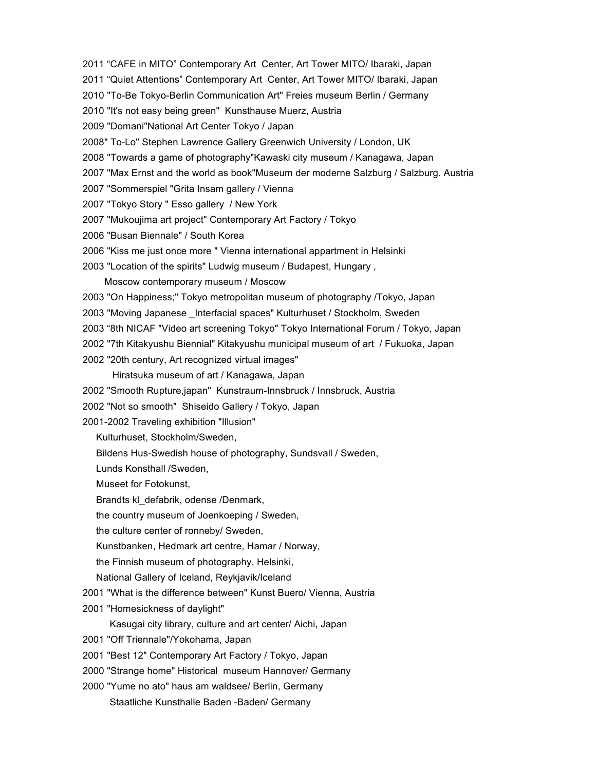2011 “CAFE in MITO” Contemporary Art Center, Art Tower MITO/ Ibaraki, Japan

2011 “Quiet Attentions” Contemporary Art Center, Art Tower MITO/ Ibaraki, Japan

2010 "To-Be Tokyo-Berlin Communication Art" Freies museum Berlin / Germany

2010 "It's not easy being green" Kunsthause Muerz, Austria

2009 "Domani"National Art Center Tokyo / Japan

2008" To-Lo" Stephen Lawrence Gallery Greenwich University / London, UK

2008 "Towards a game of photography"Kawaski city museum / Kanagawa, Japan

2007 "Max Ernst and the world as book"Museum der moderne Salzburg / Salzburg. Austria

2007 "Sommerspiel "Grita Insam gallery / Vienna

2007 "Tokyo Story " Esso gallery / New York

2007 "Mukoujima art project" Contemporary Art Factory / Tokyo

2006 "Busan Biennale" / South Korea

2006 "Kiss me just once more " Vienna international appartment in Helsinki

2003 "Location of the spirits" Ludwig museum / Budapest, Hungary ,
Moscow contemporary museum / Moscow

2003 "On Happiness;" Tokyo metropolitan museum of photography /Tokyo, Japan

2003 "Moving Japanese _Interfacial spaces" Kulturhuset / Stockholm, Sweden

2003 “8th NICAF "Video art screening Tokyo" Tokyo International Forum / Tokyo, Japan

2002 "7th Kitakyushu Biennial" Kitakyushu municipal museum of art / Fukuoka, Japan

2002 "20th century, Art recognized virtual images"
Hiratsuka museum of art / Kanagawa, Japan

2002 "Smooth Rupture,japan" Kunstraum-Innsbruck / Innsbruck, Austria

2002 "Not so smooth" Shiseido Gallery / Tokyo, Japan

2001-2002 Traveling exhibition "Illusion"
Kulturhuset, Stockholm/Sweden,
Bildens Hus-Swedish house of photography, Sundsvall / Sweden,
Lunds Konsthall /Sweden,
Museet for Fotokunst,
Brandts kl_defabrik, odense /Denmark,
the country museum of Joenkoeping / Sweden,
the culture center of ronneby/ Sweden,
Kunstbanken, Hedmark art centre, Hamar / Norway,
the Finnish museum of photography, Helsinki,
National Gallery of Iceland, Reykjavik/Iceland

2001 "What is the difference between" Kunst Buero/ Vienna, Austria

2001 "Homesickness of daylight"
Kasugai city library, culture and art center/ Aichi, Japan

2001 "Off Triennale"/Yokohama, Japan

2001 "Best 12" Contemporary Art Factory / Tokyo, Japan

2000 "Strange home" Historical museum Hannover/ Germany

2000 "Yume no ato" haus am waldsee/ Berlin, Germany
Staatliche Kunsthalle Baden -Baden/ Germany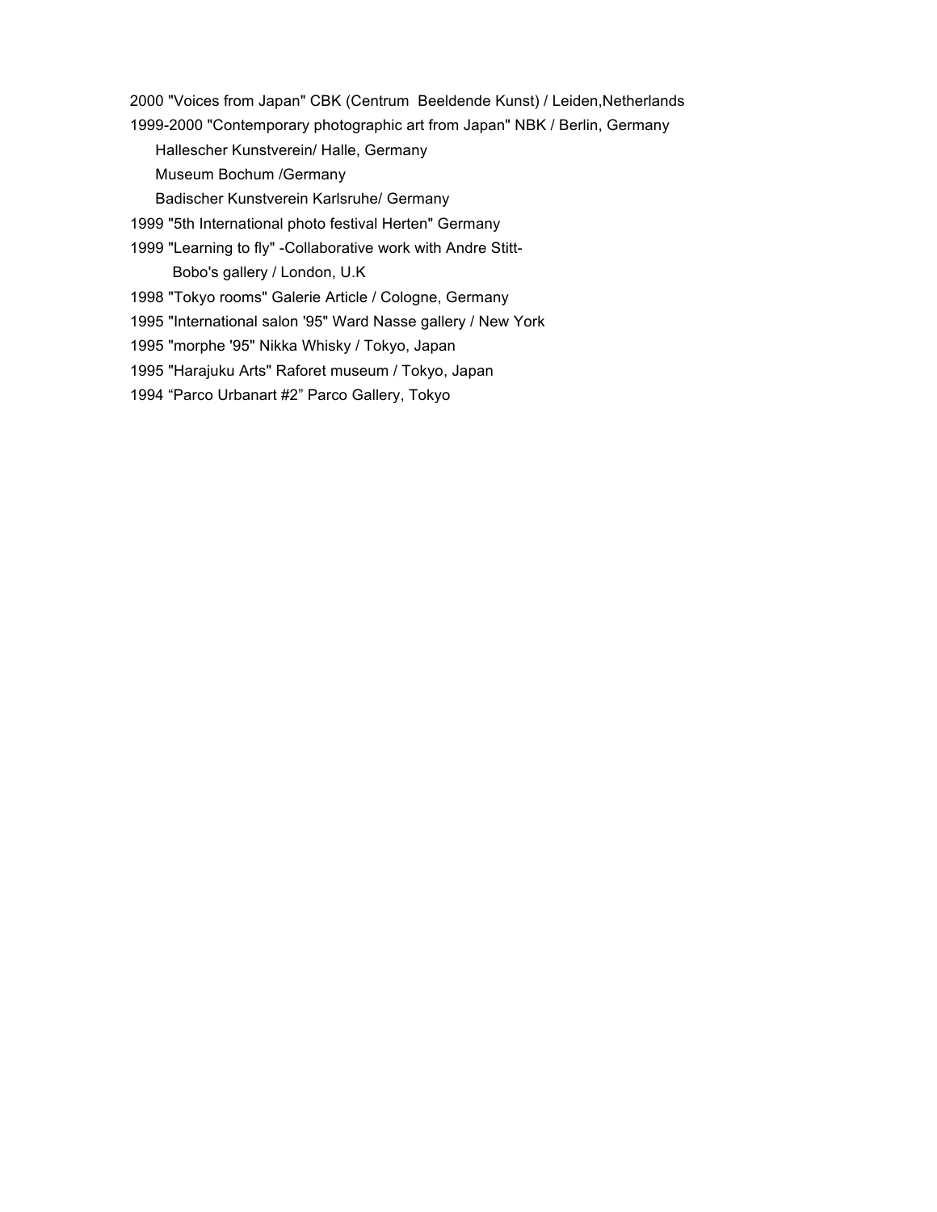2000 "Voices from Japan" CBK (Centrum Beeldende Kunst) / Leiden,Netherlands

1999-2000 "Contemporary photographic art from Japan" NBK / Berlin, Germany

Hallescher Kunstverein/ Halle, Germany

Museum Bochum /Germany

Badischer Kunstverein Karlsruhe/ Germany

1999 "5th International photo festival Herten" Germany

1999 "Learning to fly" -Collaborative work with Andre Stitt-

Bobo's gallery / London, U.K

1998 "Tokyo rooms" Galerie Article / Cologne, Germany

1995 "International salon '95" Ward Nasse gallery / New York

1995 "morphe '95" Nikka Whisky / Tokyo, Japan

1995 "Harajuku Arts" Raforet museum / Tokyo, Japan

1994 “Parco Urbanart #2” Parco Gallery, Tokyo